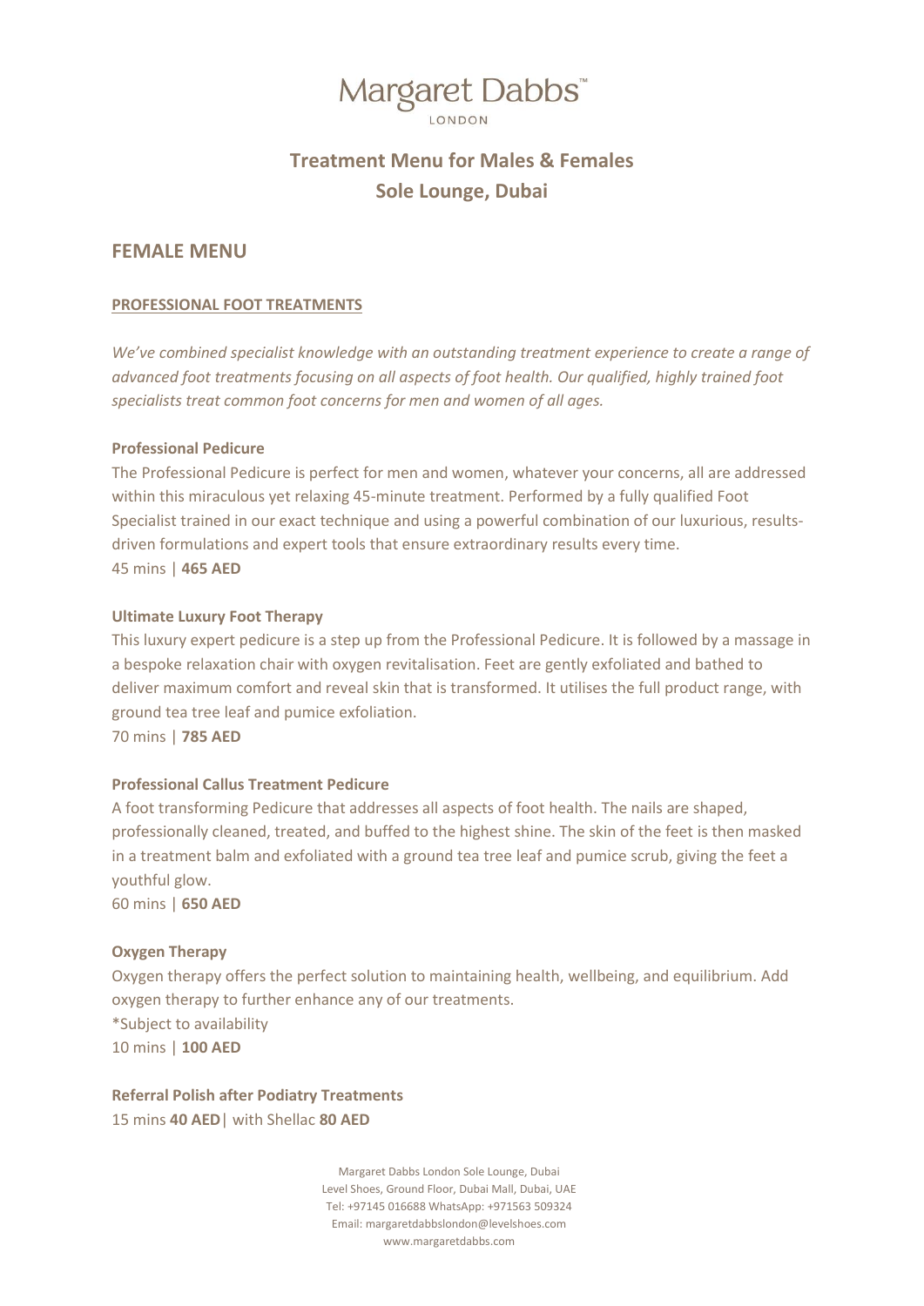# Margaret Dabbs™
LONDON

## Treatment Menu for Males & Females
## Sole Lounge, Dubai

## FEMALE MENU

### PROFESSIONAL FOOT TREATMENTS

*We've combined specialist knowledge with an outstanding treatment experience to create a range of advanced foot treatments focusing on all aspects of foot health. Our qualified, highly trained foot specialists treat common foot concerns for men and women of all ages.*

**Professional Pedicure**

The Professional Pedicure is perfect for men and women, whatever your concerns, all are addressed within this miraculous yet relaxing 45-minute treatment. Performed by a fully qualified Foot Specialist trained in our exact technique and using a powerful combination of our luxurious, results-driven formulations and expert tools that ensure extraordinary results every time.

45 mins | **465 AED**

**Ultimate Luxury Foot Therapy**

This luxury expert pedicure is a step up from the Professional Pedicure. It is followed by a massage in a bespoke relaxation chair with oxygen revitalisation. Feet are gently exfoliated and bathed to deliver maximum comfort and reveal skin that is transformed. It utilises the full product range, with ground tea tree leaf and pumice exfoliation.

70 mins | **785 AED**

**Professional Callus Treatment Pedicure**

A foot transforming Pedicure that addresses all aspects of foot health. The nails are shaped, professionally cleaned, treated, and buffed to the highest shine. The skin of the feet is then masked in a treatment balm and exfoliated with a ground tea tree leaf and pumice scrub, giving the feet a youthful glow.

60 mins | **650 AED**

**Oxygen Therapy**

Oxygen therapy offers the perfect solution to maintaining health, wellbeing, and equilibrium. Add oxygen therapy to further enhance any of our treatments.

*Subject to availability

10 mins | **100 AED**

**Referral Polish after Podiatry Treatments**

15 mins **40 AED**| with Shellac **80 AED**

Margaret Dabbs London Sole Lounge, Dubai
Level Shoes, Ground Floor, Dubai Mall, Dubai, UAE
Tel: +97145 016688 WhatsApp: +971563 509324
Email: margaretdabbslondon@levelshoes.com
www.margaretdabbs.com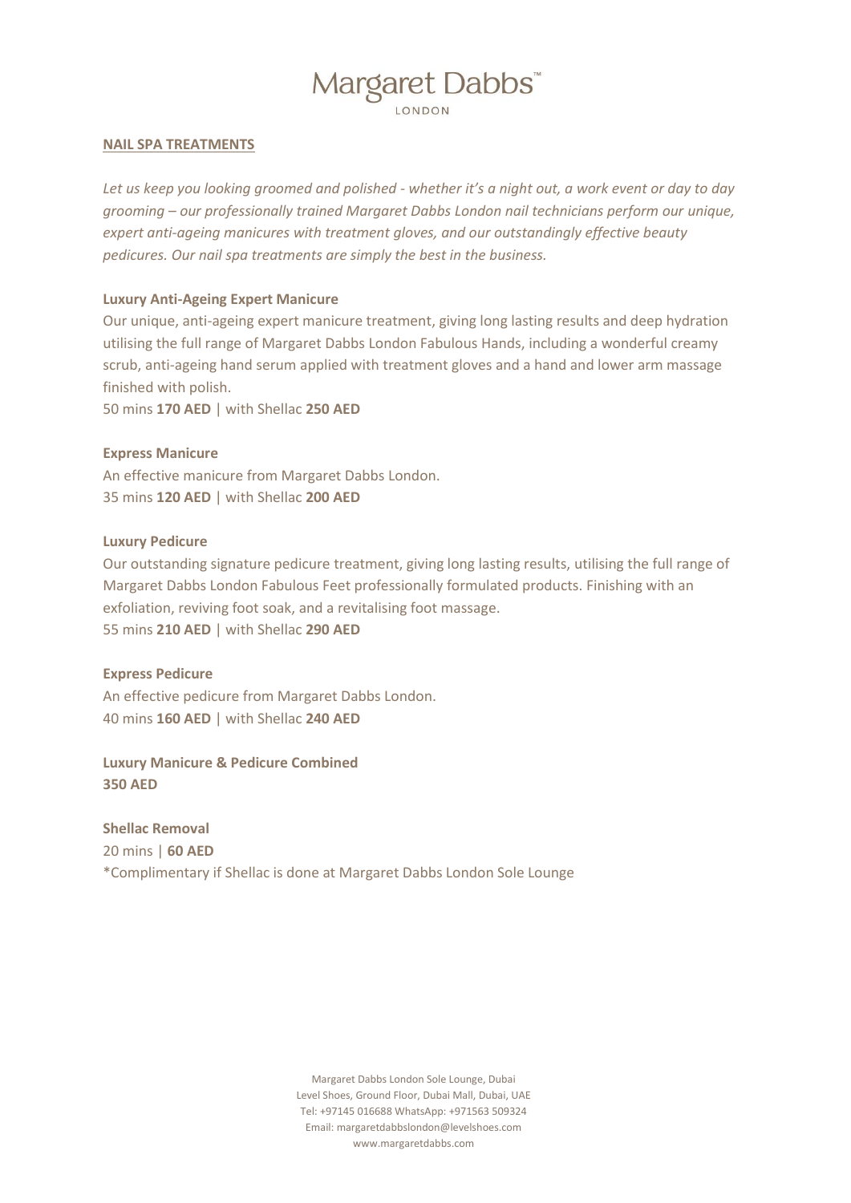# Margaret Dabbs™
LONDON

## NAIL SPA TREATMENTS

*Let us keep you looking groomed and polished - whether it's a night out, a work event or day to day grooming – our professionally trained Margaret Dabbs London nail technicians perform our unique, expert anti-ageing manicures with treatment gloves, and our outstandingly effective beauty pedicures. Our nail spa treatments are simply the best in the business.*

### Luxury Anti-Ageing Expert Manicure

Our unique, anti-ageing expert manicure treatment, giving long lasting results and deep hydration utilising the full range of Margaret Dabbs London Fabulous Hands, including a wonderful creamy scrub, anti-ageing hand serum applied with treatment gloves and a hand and lower arm massage finished with polish.

50 mins **170 AED** | with Shellac **250 AED**

### Express Manicure

An effective manicure from Margaret Dabbs London.

35 mins **120 AED** | with Shellac **200 AED**

### Luxury Pedicure

Our outstanding signature pedicure treatment, giving long lasting results, utilising the full range of Margaret Dabbs London Fabulous Feet professionally formulated products. Finishing with an exfoliation, reviving foot soak, and a revitalising foot massage.

55 mins **210 AED** | with Shellac **290 AED**

### Express Pedicure

An effective pedicure from Margaret Dabbs London.

40 mins **160 AED** | with Shellac **240 AED**

### Luxury Manicure & Pedicure Combined

**350 AED**

### Shellac Removal

20 mins | **60 AED**

*Complimentary if Shellac is done at Margaret Dabbs London Sole Lounge

Margaret Dabbs London Sole Lounge, Dubai
Level Shoes, Ground Floor, Dubai Mall, Dubai, UAE
Tel: +97145 016688 WhatsApp: +971563 509324
Email: margaretdabbslondon@levelshoes.com
www.margaretdabbs.com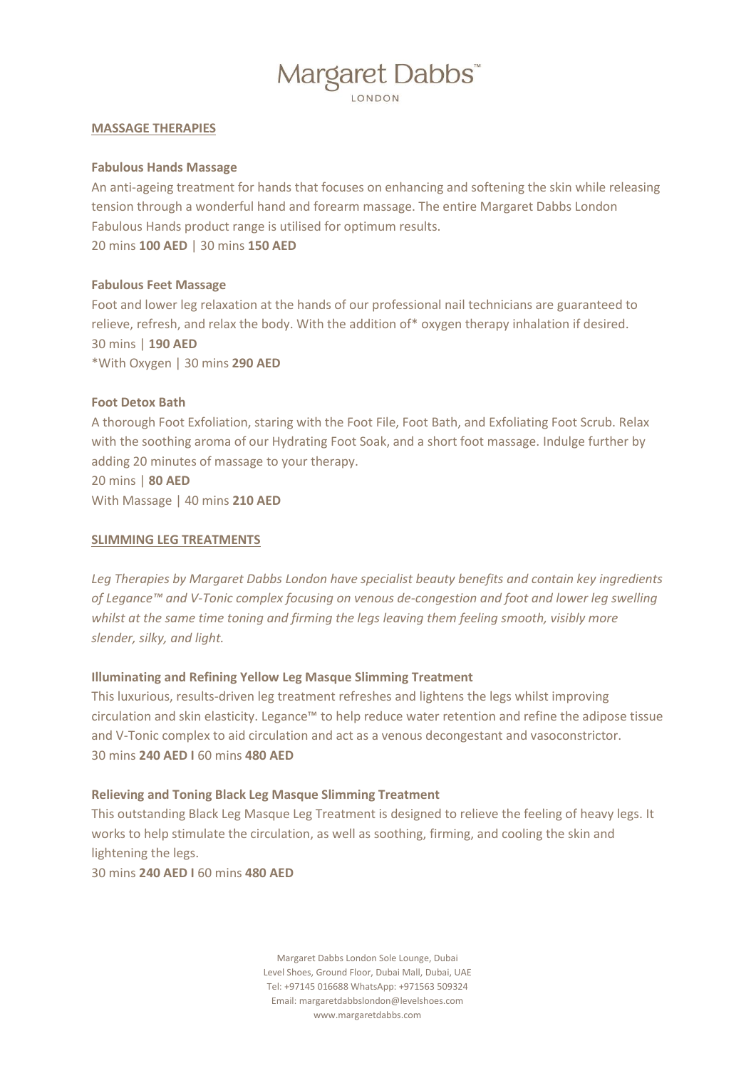## MASSAGE THERAPIES

### Fabulous Hands Massage

An anti-ageing treatment for hands that focuses on enhancing and softening the skin while releasing tension through a wonderful hand and forearm massage. The entire Margaret Dabbs London Fabulous Hands product range is utilised for optimum results.

20 mins **100 AED** | 30 mins **150 AED**

### Fabulous Feet Massage

Foot and lower leg relaxation at the hands of our professional nail technicians are guaranteed to relieve, refresh, and relax the body. With the addition of* oxygen therapy inhalation if desired.

30 mins | **190 AED**

*With Oxygen | 30 mins **290 AED**

### Foot Detox Bath

A thorough Foot Exfoliation, staring with the Foot File, Foot Bath, and Exfoliating Foot Scrub. Relax with the soothing aroma of our Hydrating Foot Soak, and a short foot massage. Indulge further by adding 20 minutes of massage to your therapy.

20 mins | **80 AED**

With Massage | 40 mins **210 AED**

## SLIMMING LEG TREATMENTS

*Leg Therapies by Margaret Dabbs London have specialist beauty benefits and contain key ingredients of Legance™ and V-Tonic complex focusing on venous de-congestion and foot and lower leg swelling whilst at the same time toning and firming the legs leaving them feeling smooth, visibly more slender, silky, and light.*

### Illuminating and Refining Yellow Leg Masque Slimming Treatment

This luxurious, results-driven leg treatment refreshes and lightens the legs whilst improving circulation and skin elasticity. Legance™ to help reduce water retention and refine the adipose tissue and V-Tonic complex to aid circulation and act as a venous decongestant and vasoconstrictor.

30 mins **240 AED I** 60 mins **480 AED**

### Relieving and Toning Black Leg Masque Slimming Treatment

This outstanding Black Leg Masque Leg Treatment is designed to relieve the feeling of heavy legs. It works to help stimulate the circulation, as well as soothing, firming, and cooling the skin and lightening the legs.

30 mins **240 AED I** 60 mins **480 AED**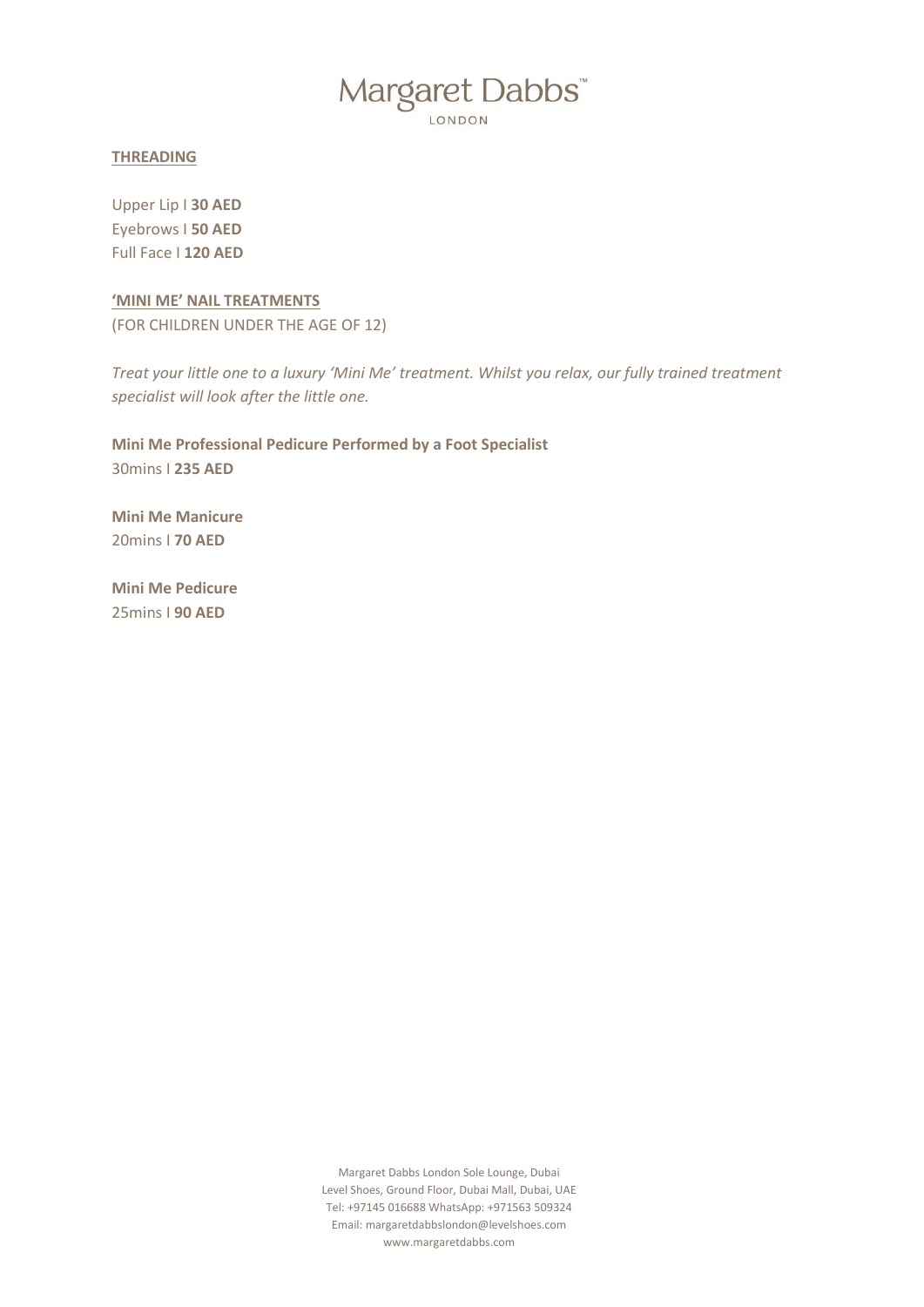## THREADING

Upper Lip I **30 AED**
Eyebrows I **50 AED**
Full Face I **120 AED**

## 'MINI ME' NAIL TREATMENTS

(FOR CHILDREN UNDER THE AGE OF 12)

*Treat your little one to a luxury 'Mini Me' treatment. Whilst you relax, our fully trained treatment specialist will look after the little one.*

**Mini Me Professional Pedicure Performed by a Foot Specialist**
30mins I **235 AED**

**Mini Me Manicure**
20mins I **70 AED**

**Mini Me Pedicure**
25mins I **90 AED**

Margaret Dabbs London Sole Lounge, Dubai
Level Shoes, Ground Floor, Dubai Mall, Dubai, UAE
Tel: +97145 016688 WhatsApp: +971563 509324
Email: margaretdabbslondon@levelshoes.com
www.margaretdabbs.com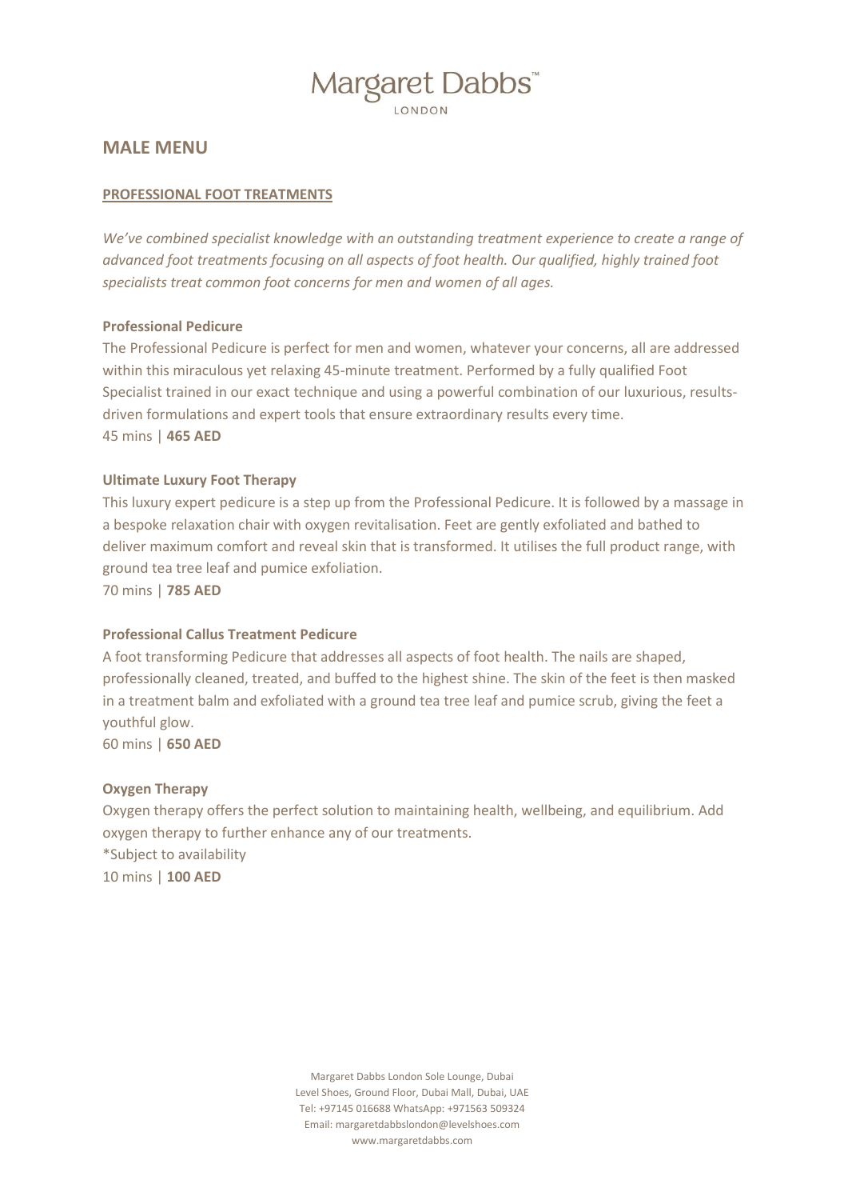# Margaret Dabbs™

LONDON

## MALE MENU

### PROFESSIONAL FOOT TREATMENTS

*We've combined specialist knowledge with an outstanding treatment experience to create a range of advanced foot treatments focusing on all aspects of foot health. Our qualified, highly trained foot specialists treat common foot concerns for men and women of all ages.*

**Professional Pedicure**

The Professional Pedicure is perfect for men and women, whatever your concerns, all are addressed within this miraculous yet relaxing 45-minute treatment. Performed by a fully qualified Foot Specialist trained in our exact technique and using a powerful combination of our luxurious, results-driven formulations and expert tools that ensure extraordinary results every time.
45 mins | **465 AED**

**Ultimate Luxury Foot Therapy**

This luxury expert pedicure is a step up from the Professional Pedicure. It is followed by a massage in a bespoke relaxation chair with oxygen revitalisation. Feet are gently exfoliated and bathed to deliver maximum comfort and reveal skin that is transformed. It utilises the full product range, with ground tea tree leaf and pumice exfoliation.
70 mins | **785 AED**

**Professional Callus Treatment Pedicure**

A foot transforming Pedicure that addresses all aspects of foot health. The nails are shaped, professionally cleaned, treated, and buffed to the highest shine. The skin of the feet is then masked in a treatment balm and exfoliated with a ground tea tree leaf and pumice scrub, giving the feet a youthful glow.
60 mins | **650 AED**

**Oxygen Therapy**

Oxygen therapy offers the perfect solution to maintaining health, wellbeing, and equilibrium. Add oxygen therapy to further enhance any of our treatments.
*Subject to availability
10 mins | **100 AED**

Margaret Dabbs London Sole Lounge, Dubai
Level Shoes, Ground Floor, Dubai Mall, Dubai, UAE
Tel: +97145 016688 WhatsApp: +971563 509324
Email: margaretdabbslondon@levelshoes.com
www.margaretdabbs.com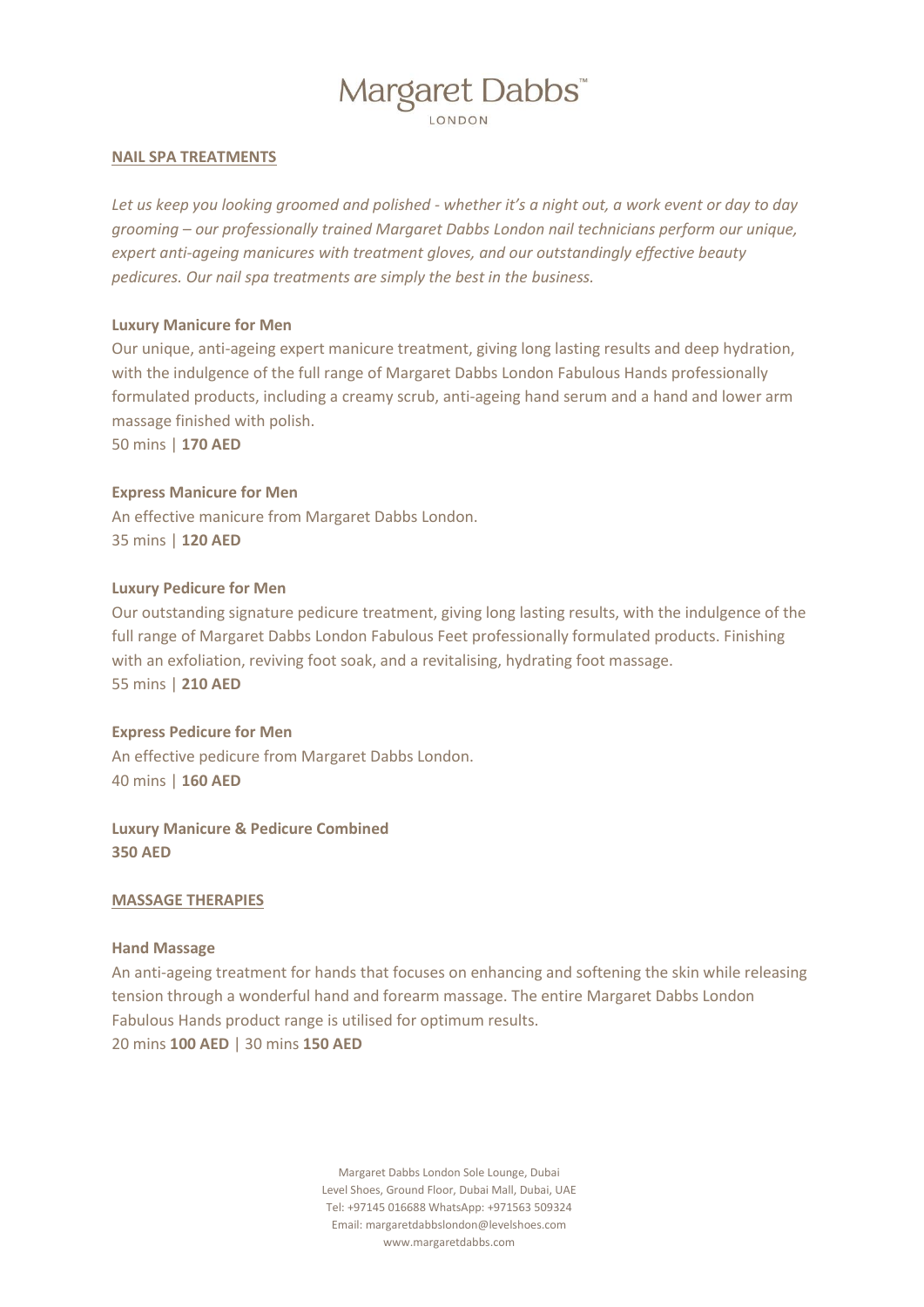# Margaret Dabbs

LONDON

## NAIL SPA TREATMENTS

*Let us keep you looking groomed and polished - whether it's a night out, a work event or day to day grooming – our professionally trained Margaret Dabbs London nail technicians perform our unique, expert anti-ageing manicures with treatment gloves, and our outstandingly effective beauty pedicures. Our nail spa treatments are simply the best in the business.*

### Luxury Manicure for Men

Our unique, anti-ageing expert manicure treatment, giving long lasting results and deep hydration, with the indulgence of the full range of Margaret Dabbs London Fabulous Hands professionally formulated products, including a creamy scrub, anti-ageing hand serum and a hand and lower arm massage finished with polish.

50 mins | **170 AED**

### Express Manicure for Men

An effective manicure from Margaret Dabbs London.

35 mins | **120 AED**

### Luxury Pedicure for Men

Our outstanding signature pedicure treatment, giving long lasting results, with the indulgence of the full range of Margaret Dabbs London Fabulous Feet professionally formulated products. Finishing with an exfoliation, reviving foot soak, and a revitalising, hydrating foot massage.

55 mins | **210 AED**

### Express Pedicure for Men

An effective pedicure from Margaret Dabbs London.

40 mins | **160 AED**

### Luxury Manicure & Pedicure Combined

**350 AED**

## MASSAGE THERAPIES

### Hand Massage

An anti-ageing treatment for hands that focuses on enhancing and softening the skin while releasing tension through a wonderful hand and forearm massage. The entire Margaret Dabbs London Fabulous Hands product range is utilised for optimum results.

20 mins **100 AED** | 30 mins **150 AED**

Margaret Dabbs London Sole Lounge, Dubai
Level Shoes, Ground Floor, Dubai Mall, Dubai, UAE
Tel: +97145 016688 WhatsApp: +971563 509324
Email: margaretdabbslondon@levelshoes.com
www.margaretdabbs.com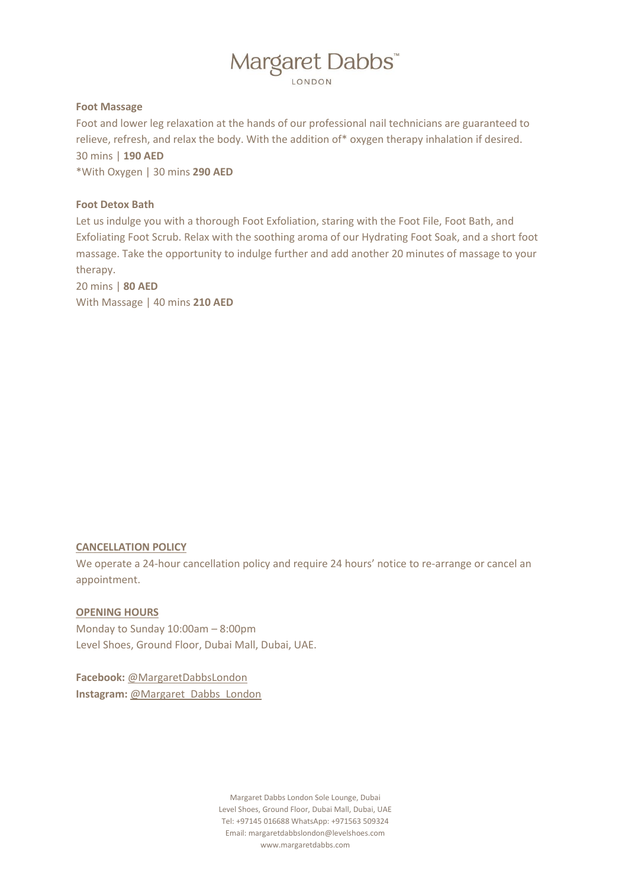**Foot Massage**

Foot and lower leg relaxation at the hands of our professional nail technicians are guaranteed to relieve, refresh, and relax the body. With the addition of* oxygen therapy inhalation if desired.

30 mins | **190 AED**

*With Oxygen | 30 mins **290 AED**

**Foot Detox Bath**

Let us indulge you with a thorough Foot Exfoliation, staring with the Foot File, Foot Bath, and Exfoliating Foot Scrub. Relax with the soothing aroma of our Hydrating Foot Soak, and a short foot massage. Take the opportunity to indulge further and add another 20 minutes of massage to your therapy.

20 mins | **80 AED**

With Massage | 40 mins **210 AED**

**CANCELLATION POLICY**

We operate a 24-hour cancellation policy and require 24 hours' notice to re-arrange or cancel an appointment.

**OPENING HOURS**

Monday to Sunday 10:00am – 8:00pm

Level Shoes, Ground Floor, Dubai Mall, Dubai, UAE.

**Facebook:** @MargaretDabbsLondon

**Instagram:** @Margaret_Dabbs_London

Margaret Dabbs London Sole Lounge, Dubai
Level Shoes, Ground Floor, Dubai Mall, Dubai, UAE
Tel: +97145 016688 WhatsApp: +971563 509324
Email: margaretdabbslondon@levelshoes.com
www.margaretdabbs.com